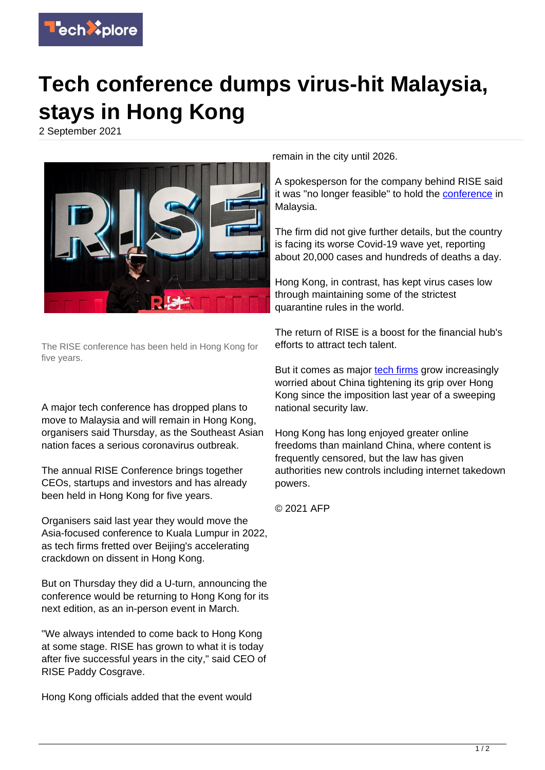# Tech conference dumps virus-hit Malaysia, stays in Hong Kong

2 September 2021

The RISE conference has been held in Hong Kong for five years.

A major tech conference has dropped plans to move to Malaysia and will remain in Hong Kong, organisers said Thursday, as the Southeast Asian nation faces a serious coronavirus outbreak.

The annual RISE Conference brings together CEOs, startups and investors and has already been held in Hong Kong for five years.

Organisers said last year they would move the Asia-focused conference to Kuala Lumpur in 2022, as tech firms fretted over Beijing's accelerating crackdown on dissent in Hong Kong.

But on Thursday they did a U-turn, announcing the conference would be returning to Hong Kong for its next edition, as an in-person event in March.

"We always intended to come back to Hong Kong at some stage. RISE has grown to what it is today after five successful years in the city," said CEO of RISE Paddy Cosgrave.

Hong Kong officials added that the event would remain in the city until 2026.

A spokesperson for the company behind RISE said it was "no longer feasible" to hold the conference in Malaysia.

The firm did not give further details, but the country is facing its worse Covid-19 wave yet, reporting about 20,000 cases and hundreds of deaths a day.

Hong Kong, in contrast, has kept virus cases low through maintaining some of the strictest quarantine rules in the world.

The return of RISE is a boost for the financial hub's efforts to attract tech talent.

But it comes as major tech firms grow increasingly worried about China tightening its grip over Hong Kong since the imposition last year of a sweeping national security law.

Hong Kong has long enjoyed greater online freedoms than mainland China, where content is frequently censored, but the law has given authorities new controls including internet takedown powers.

© 2021 AFP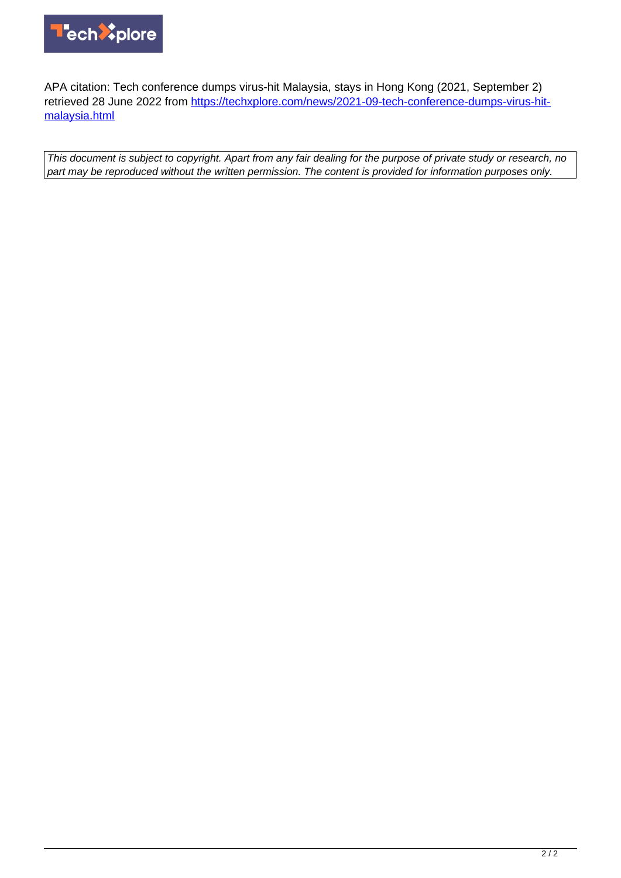APA citation: Tech conference dumps virus-hit Malaysia, stays in Hong Kong (2021, September 2) retrieved 28 June 2022 from https://techxplore.com/news/2021-09-tech-conference-dumps-virus-hit-malaysia.html

*This document is subject to copyright. Apart from any fair dealing for the purpose of private study or research, no part may be reproduced without the written permission. The content is provided for information purposes only.*